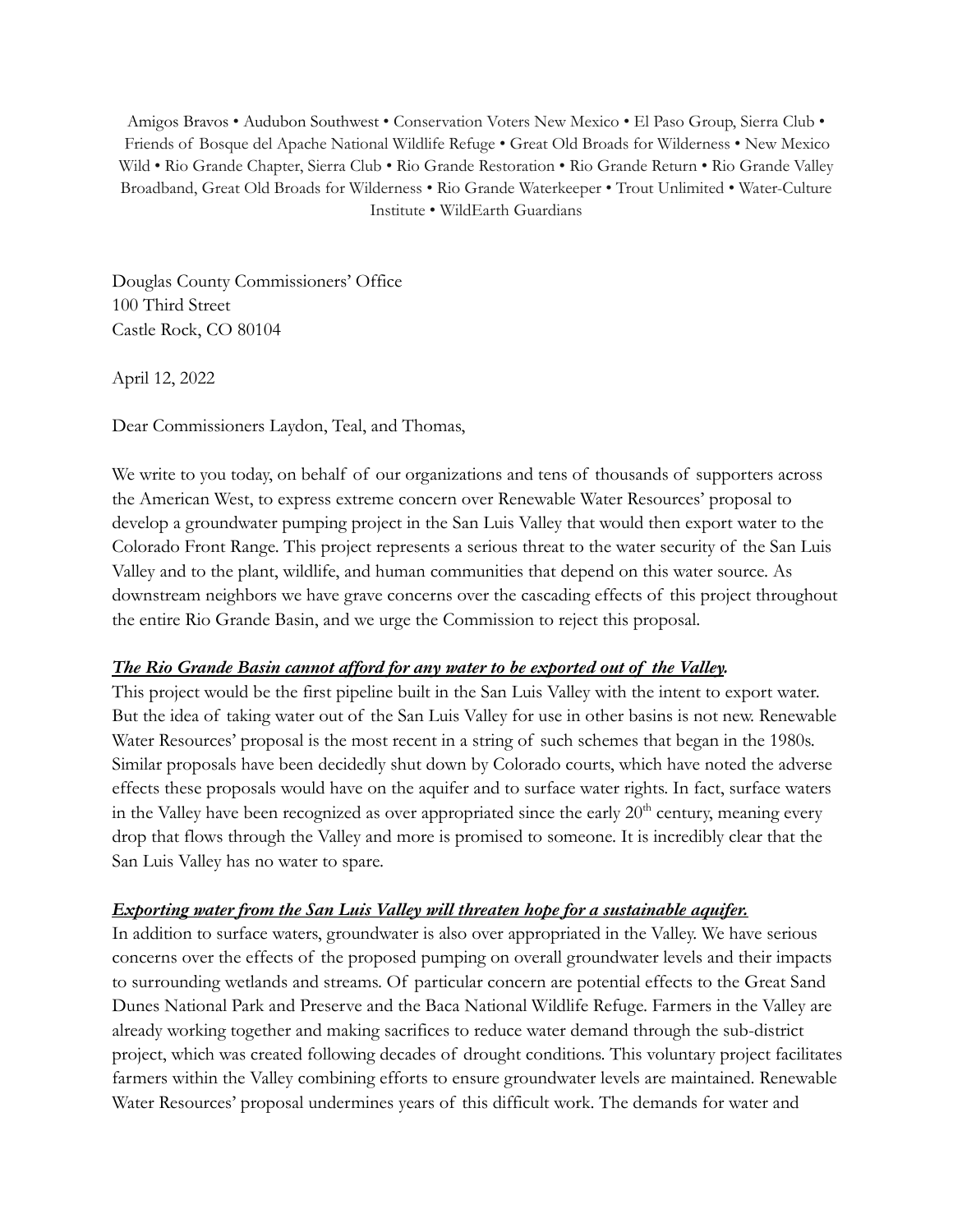Amigos Bravos • Audubon Southwest • Conservation Voters New Mexico • El Paso Group, Sierra Club • Friends of Bosque del Apache National Wildlife Refuge • Great Old Broads for Wilderness • New Mexico Wild • Rio Grande Chapter, Sierra Club • Rio Grande Restoration • Rio Grande Return • Rio Grande Valley Broadband, Great Old Broads for Wilderness • Rio Grande Waterkeeper • Trout Unlimited • Water-Culture Institute • WildEarth Guardians

Douglas County Commissioners' Office
100 Third Street
Castle Rock, CO 80104

April 12, 2022

Dear Commissioners Laydon, Teal, and Thomas,

We write to you today, on behalf of our organizations and tens of thousands of supporters across the American West, to express extreme concern over Renewable Water Resources' proposal to develop a groundwater pumping project in the San Luis Valley that would then export water to the Colorado Front Range. This project represents a serious threat to the water security of the San Luis Valley and to the plant, wildlife, and human communities that depend on this water source. As downstream neighbors we have grave concerns over the cascading effects of this project throughout the entire Rio Grande Basin, and we urge the Commission to reject this proposal.

***The Rio Grande Basin cannot afford for any water to be exported out of the Valley.***

This project would be the first pipeline built in the San Luis Valley with the intent to export water. But the idea of taking water out of the San Luis Valley for use in other basins is not new. Renewable Water Resources' proposal is the most recent in a string of such schemes that began in the 1980s. Similar proposals have been decidedly shut down by Colorado courts, which have noted the adverse effects these proposals would have on the aquifer and to surface water rights. In fact, surface waters in the Valley have been recognized as over appropriated since the early 20th century, meaning every drop that flows through the Valley and more is promised to someone. It is incredibly clear that the San Luis Valley has no water to spare.

***Exporting water from the San Luis Valley will threaten hope for a sustainable aquifer.***

In addition to surface waters, groundwater is also over appropriated in the Valley. We have serious concerns over the effects of the proposed pumping on overall groundwater levels and their impacts to surrounding wetlands and streams. Of particular concern are potential effects to the Great Sand Dunes National Park and Preserve and the Baca National Wildlife Refuge. Farmers in the Valley are already working together and making sacrifices to reduce water demand through the sub-district project, which was created following decades of drought conditions. This voluntary project facilitates farmers within the Valley combining efforts to ensure groundwater levels are maintained. Renewable Water Resources' proposal undermines years of this difficult work. The demands for water and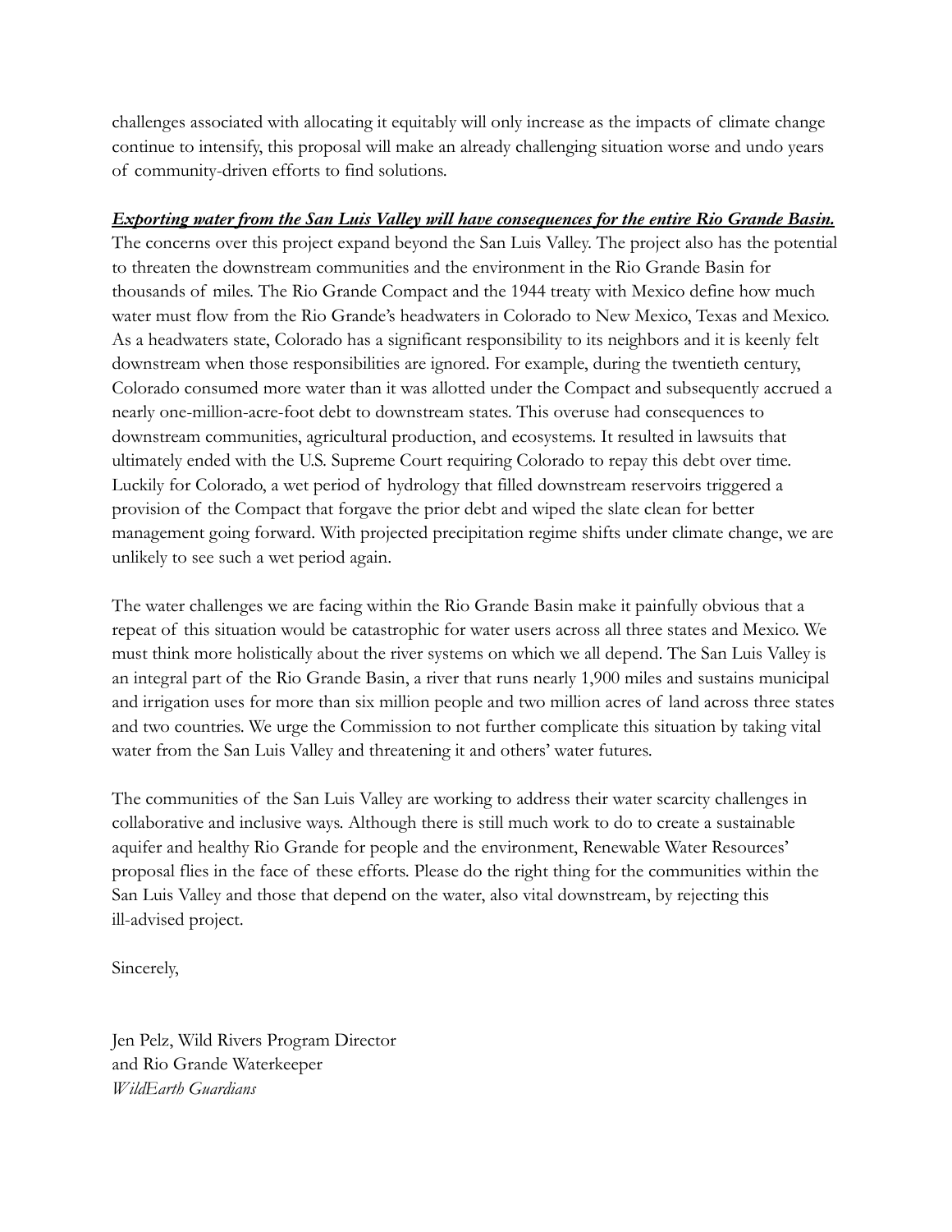challenges associated with allocating it equitably will only increase as the impacts of climate change continue to intensify, this proposal will make an already challenging situation worse and undo years of community-driven efforts to find solutions.

***Exporting water from the San Luis Valley will have consequences for the entire Rio Grande Basin.*** The concerns over this project expand beyond the San Luis Valley. The project also has the potential to threaten the downstream communities and the environment in the Rio Grande Basin for thousands of miles. The Rio Grande Compact and the 1944 treaty with Mexico define how much water must flow from the Rio Grande's headwaters in Colorado to New Mexico, Texas and Mexico. As a headwaters state, Colorado has a significant responsibility to its neighbors and it is keenly felt downstream when those responsibilities are ignored. For example, during the twentieth century, Colorado consumed more water than it was allotted under the Compact and subsequently accrued a nearly one-million-acre-foot debt to downstream states. This overuse had consequences to downstream communities, agricultural production, and ecosystems. It resulted in lawsuits that ultimately ended with the U.S. Supreme Court requiring Colorado to repay this debt over time. Luckily for Colorado, a wet period of hydrology that filled downstream reservoirs triggered a provision of the Compact that forgave the prior debt and wiped the slate clean for better management going forward. With projected precipitation regime shifts under climate change, we are unlikely to see such a wet period again.

The water challenges we are facing within the Rio Grande Basin make it painfully obvious that a repeat of this situation would be catastrophic for water users across all three states and Mexico. We must think more holistically about the river systems on which we all depend. The San Luis Valley is an integral part of the Rio Grande Basin, a river that runs nearly 1,900 miles and sustains municipal and irrigation uses for more than six million people and two million acres of land across three states and two countries. We urge the Commission to not further complicate this situation by taking vital water from the San Luis Valley and threatening it and others' water futures.

The communities of the San Luis Valley are working to address their water scarcity challenges in collaborative and inclusive ways. Although there is still much work to do to create a sustainable aquifer and healthy Rio Grande for people and the environment, Renewable Water Resources' proposal flies in the face of these efforts. Please do the right thing for the communities within the San Luis Valley and those that depend on the water, also vital downstream, by rejecting this ill-advised project.

Sincerely,

Jen Pelz, Wild Rivers Program Director
and Rio Grande Waterkeeper
*WildEarth Guardians*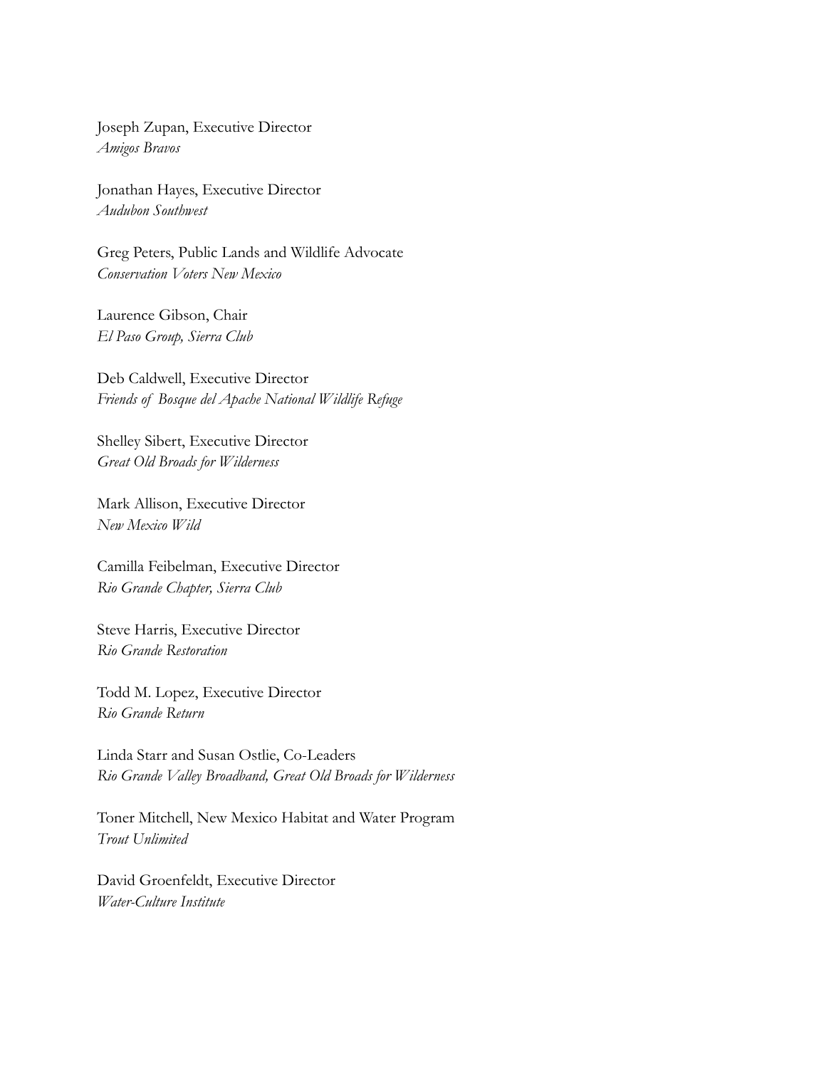Joseph Zupan, Executive Director
*Amigos Bravos*

Jonathan Hayes, Executive Director
*Audubon Southwest*

Greg Peters, Public Lands and Wildlife Advocate
*Conservation Voters New Mexico*

Laurence Gibson, Chair
*El Paso Group, Sierra Club*

Deb Caldwell, Executive Director
*Friends of Bosque del Apache National Wildlife Refuge*

Shelley Sibert, Executive Director
*Great Old Broads for Wilderness*

Mark Allison, Executive Director
*New Mexico Wild*

Camilla Feibelman, Executive Director
*Rio Grande Chapter, Sierra Club*

Steve Harris, Executive Director
*Rio Grande Restoration*

Todd M. Lopez, Executive Director
*Rio Grande Return*

Linda Starr and Susan Ostlie, Co-Leaders
*Rio Grande Valley Broadband, Great Old Broads for Wilderness*

Toner Mitchell, New Mexico Habitat and Water Program
*Trout Unlimited*

David Groenfeldt, Executive Director
*Water-Culture Institute*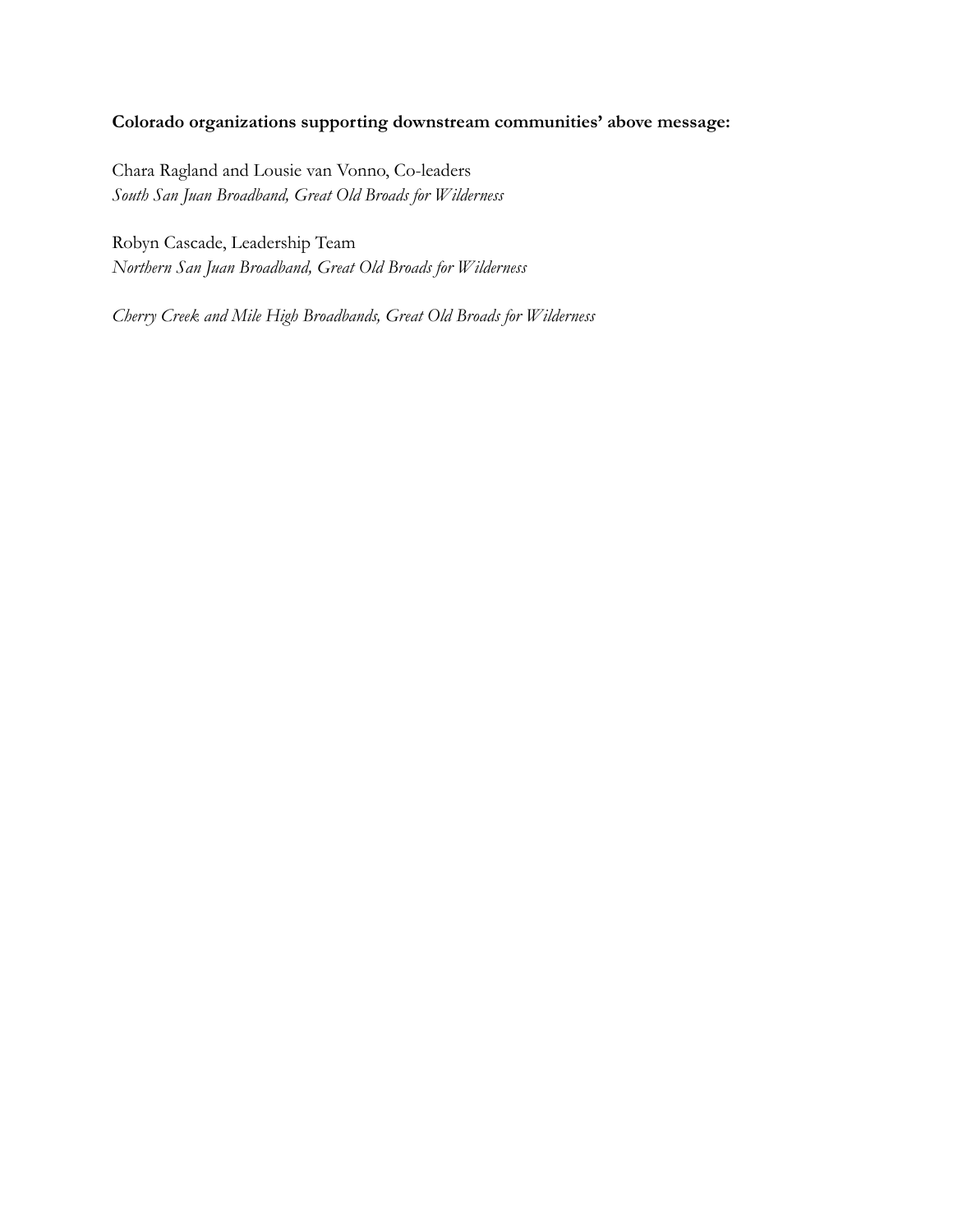**Colorado organizations supporting downstream communities' above message:**

Chara Ragland and Lousie van Vonno, Co-leaders
*South San Juan Broadband, Great Old Broads for Wilderness*

Robyn Cascade, Leadership Team
*Northern San Juan Broadband, Great Old Broads for Wilderness*

*Cherry Creek and Mile High Broadbands, Great Old Broads for Wilderness*